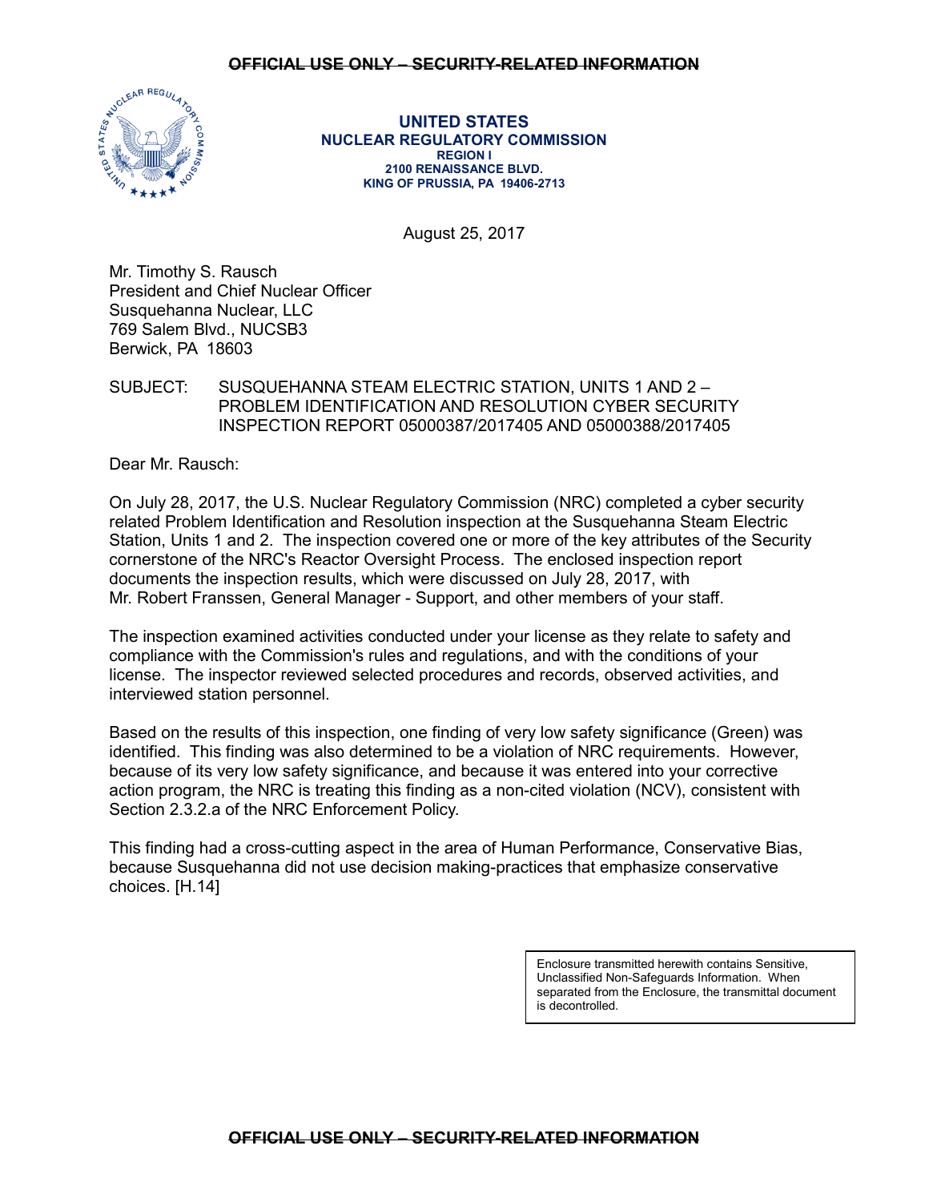~~OFFICIAL USE ONLY – SECURITY-RELATED INFORMATION~~

**UNITED STATES**
**NUCLEAR REGULATORY COMMISSION**
**REGION I**
**2100 RENAISSANCE BLVD.**
**KING OF PRUSSIA, PA 19406-2713**

August 25, 2017

Mr. Timothy S. Rausch
President and Chief Nuclear Officer
Susquehanna Nuclear, LLC
769 Salem Blvd., NUCSB3
Berwick, PA 18603

SUBJECT: SUSQUEHANNA STEAM ELECTRIC STATION, UNITS 1 AND 2 – PROBLEM IDENTIFICATION AND RESOLUTION CYBER SECURITY INSPECTION REPORT 05000387/2017405 AND 05000388/2017405

Dear Mr. Rausch:

On July 28, 2017, the U.S. Nuclear Regulatory Commission (NRC) completed a cyber security related Problem Identification and Resolution inspection at the Susquehanna Steam Electric Station, Units 1 and 2. The inspection covered one or more of the key attributes of the Security cornerstone of the NRC's Reactor Oversight Process. The enclosed inspection report documents the inspection results, which were discussed on July 28, 2017, with Mr. Robert Franssen, General Manager - Support, and other members of your staff.

The inspection examined activities conducted under your license as they relate to safety and compliance with the Commission's rules and regulations, and with the conditions of your license. The inspector reviewed selected procedures and records, observed activities, and interviewed station personnel.

Based on the results of this inspection, one finding of very low safety significance (Green) was identified. This finding was also determined to be a violation of NRC requirements. However, because of its very low safety significance, and because it was entered into your corrective action program, the NRC is treating this finding as a non-cited violation (NCV), consistent with Section 2.3.2.a of the NRC Enforcement Policy.

This finding had a cross-cutting aspect in the area of Human Performance, Conservative Bias, because Susquehanna did not use decision making-practices that emphasize conservative choices. [H.14]

Enclosure transmitted herewith contains Sensitive, Unclassified Non-Safeguards Information. When separated from the Enclosure, the transmittal document is decontrolled.

~~OFFICIAL USE ONLY – SECURITY-RELATED INFORMATION~~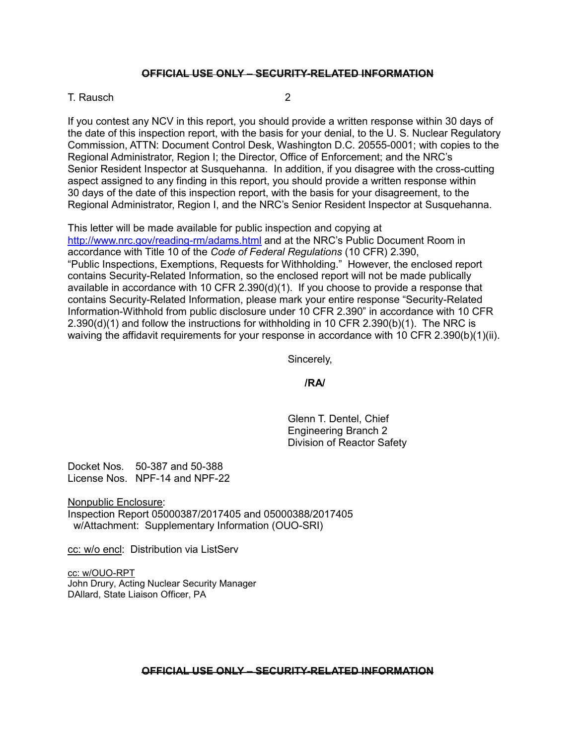If you contest any NCV in this report, you should provide a written response within 30 days of the date of this inspection report, with the basis for your denial, to the U. S. Nuclear Regulatory Commission, ATTN: Document Control Desk, Washington D.C. 20555-0001; with copies to the Regional Administrator, Region I; the Director, Office of Enforcement; and the NRC's Senior Resident Inspector at Susquehanna. In addition, if you disagree with the cross-cutting aspect assigned to any finding in this report, you should provide a written response within 30 days of the date of this inspection report, with the basis for your disagreement, to the Regional Administrator, Region I, and the NRC's Senior Resident Inspector at Susquehanna.

This letter will be made available for public inspection and copying at http://www.nrc.gov/reading-rm/adams.html and at the NRC's Public Document Room in accordance with Title 10 of the *Code of Federal Regulations* (10 CFR) 2.390, "Public Inspections, Exemptions, Requests for Withholding." However, the enclosed report contains Security-Related Information, so the enclosed report will not be made publically available in accordance with 10 CFR 2.390(d)(1). If you choose to provide a response that contains Security-Related Information, please mark your entire response "Security-Related Information-Withhold from public disclosure under 10 CFR 2.390" in accordance with 10 CFR 2.390(d)(1) and follow the instructions for withholding in 10 CFR 2.390(b)(1). The NRC is waiving the affidavit requirements for your response in accordance with 10 CFR 2.390(b)(1)(ii).

Sincerely,

**/RA/**

Glenn T. Dentel, Chief
Engineering Branch 2
Division of Reactor Safety

Docket Nos. 50-387 and 50-388
License Nos. NPF-14 and NPF-22

Nonpublic Enclosure:
Inspection Report 05000387/2017405 and 05000388/2017405
w/Attachment: Supplementary Information (OUO-SRI)

cc: w/o encl: Distribution via ListServ

cc: w/OUO-RPT
John Drury, Acting Nuclear Security Manager
DAllard, State Liaison Officer, PA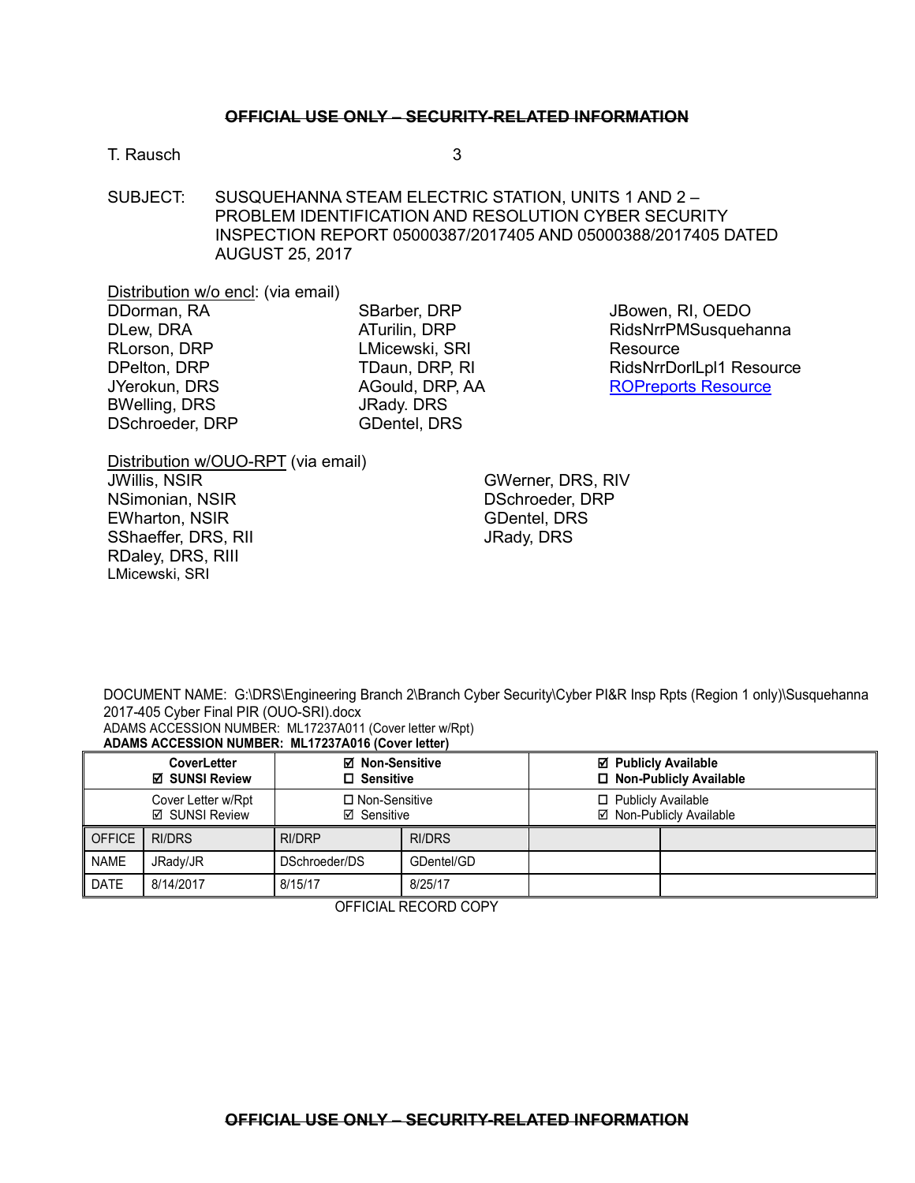~~OFFICIAL USE ONLY – SECURITY-RELATED INFORMATION~~

T. Rausch

SUBJECT: SUSQUEHANNA STEAM ELECTRIC STATION, UNITS 1 AND 2 – PROBLEM IDENTIFICATION AND RESOLUTION CYBER SECURITY INSPECTION REPORT 05000387/2017405 AND 05000388/2017405 DATED AUGUST 25, 2017

Distribution w/o encl: (via email)

DDorman, RA
DLew, DRA
RLorson, DRP
DPelton, DRP
JYerokun, DRS
BWelling, DRS
DSchroeder, DRP
SBarber, DRP
ATurilin, DRP
LMicewski, SRI
TDaun, DRP, RI
AGould, DRP, AA
JRady. DRS
GDentel, DRS
JBowen, RI, OEDO
RidsNrrPMSusquehanna Resource
RidsNrrDorlLpl1 Resource
ROPreports Resource

Distribution w/OUO-RPT (via email)

JWillis, NSIR
NSimonian, NSIR
EWharton, NSIR
SShaeffer, DRS, RII
RDaley, DRS, RIII
LMicewski, SRI
GWerner, DRS, RIV
DSchroeder, DRP
GDentel, DRS
JRady, DRS

DOCUMENT NAME: G:\DRS\Engineering Branch 2\Branch Cyber Security\Cyber PI&R Insp Rpts (Region 1 only)\Susquehanna 2017-405 Cyber Final PIR (OUO-SRI).docx

ADAMS ACCESSION NUMBER: ML17237A011 (Cover letter w/Rpt)

**ADAMS ACCESSION NUMBER: ML17237A016 (Cover letter)**

| | | | | | |
|---|---|---|---|---|---|
| **CoverLetter ☑ SUNSI Review** | | **☑ Non-Sensitive ☐ Sensitive** | | **☑ Publicly Available ☐ Non-Publicly Available** | |
| Cover Letter w/Rpt ☑ SUNSI Review | | ☐ Non-Sensitive ☑ Sensitive | | ☐ Publicly Available ☑ Non-Publicly Available | |
| OFFICE | RI/DRS | RI/DRP | RI/DRS | | |
| NAME | JRady/JR | DSchroeder/DS | GDentel/GD | | |
| DATE | 8/14/2017 | 8/15/17 | 8/25/17 | | |

OFFICIAL RECORD COPY

~~OFFICIAL USE ONLY – SECURITY-RELATED INFORMATION~~